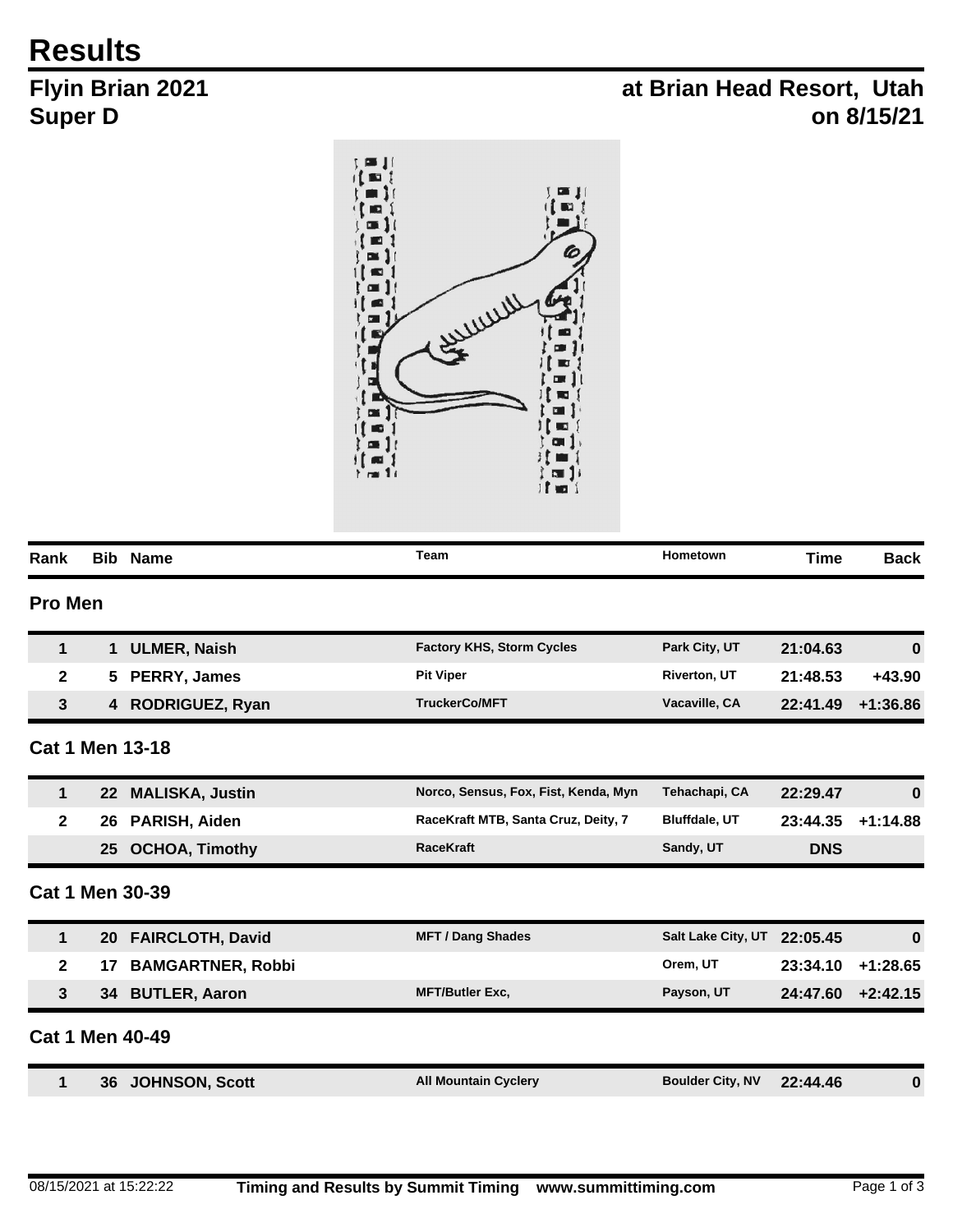# Results

## Flyin Brian 2021
## Super D

## at Brian Head Resort, Utah
## on 8/15/21

| Rank | Bib | Name | Team | Hometown | Time | Back |
|---|---|---|---|---|---|---|
| **Pro Men** | | | | | | |
| 1 | 1 | ULMER, Naish | Factory KHS, Storm Cycles | Park City, UT | 21:04.63 | 0 |
| 2 | 5 | PERRY, James | Pit Viper | Riverton, UT | 21:48.53 | +43.90 |
| 3 | 4 | RODRIGUEZ, Ryan | TruckerCo/MFT | Vacaville, CA | 22:41.49 | +1:36.86 |
| **Cat 1 Men 13-18** | | | | | | |
| 1 | 22 | MALISKA, Justin | Norco, Sensus, Fox, Fist, Kenda, Myn | Tehachapi, CA | 22:29.47 | 0 |
| 2 | 26 | PARISH, Aiden | RaceKraft MTB, Santa Cruz, Deity, 7 | Bluffdale, UT | 23:44.35 | +1:14.88 |
| | 25 | OCHOA, Timothy | RaceKraft | Sandy, UT | DNS | |
| **Cat 1 Men 30-39** | | | | | | |
| 1 | 20 | FAIRCLOTH, David | MFT / Dang Shades | Salt Lake City, UT | 22:05.45 | 0 |
| 2 | 17 | BAMGARTNER, Robbi | | Orem, UT | 23:34.10 | +1:28.65 |
| 3 | 34 | BUTLER, Aaron | MFT/Butler Exc, | Payson, UT | 24:47.60 | +2:42.15 |
| **Cat 1 Men 40-49** | | | | | | |
| 1 | 36 | JOHNSON, Scott | All Mountain Cyclery | Boulder City, NV | 22:44.46 | 0 |

08/15/2021 at 15:22:22 — Timing and Results by Summit Timing www.summittiming.com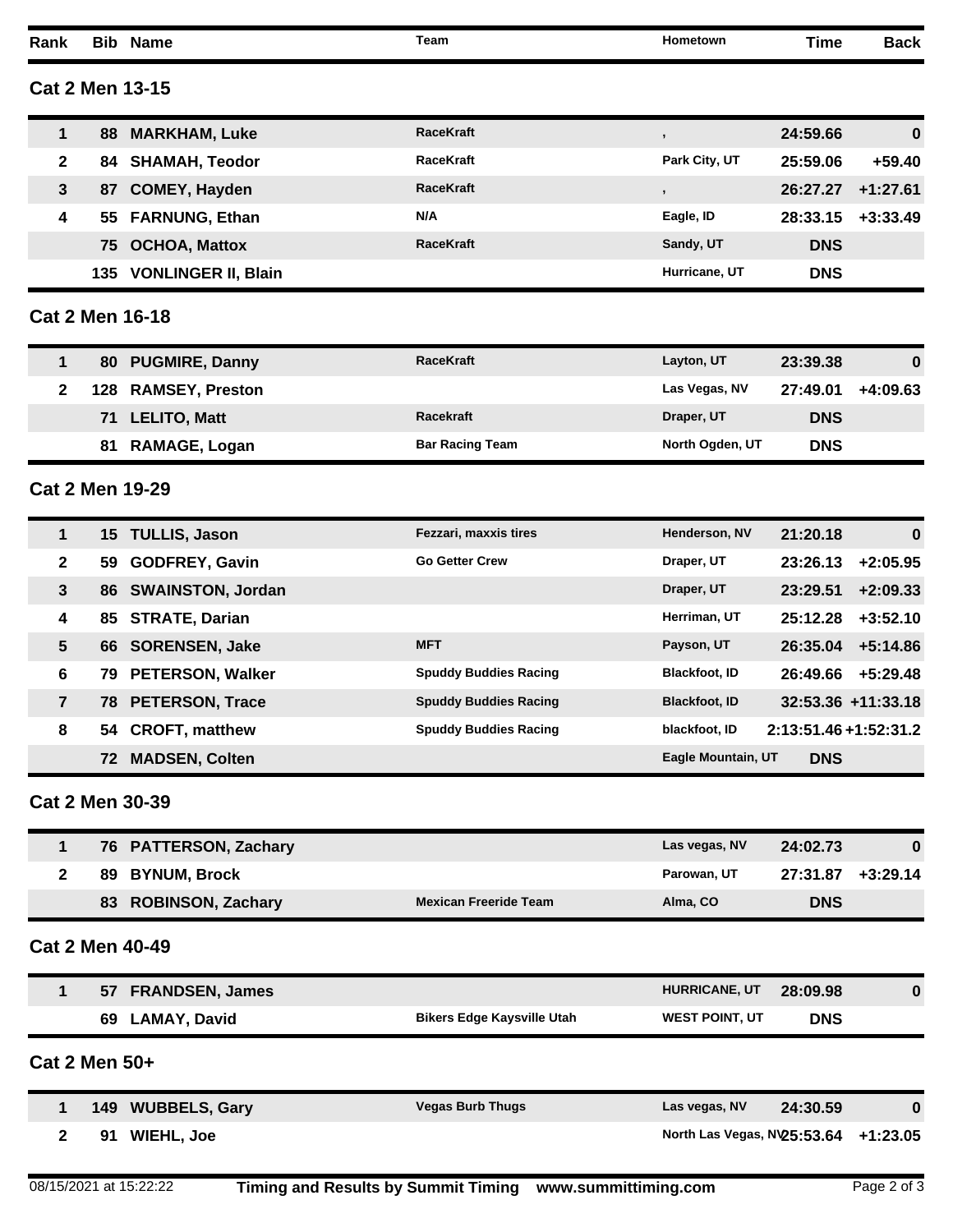| Rank | Bib | Name | Team | Hometown | Time | Back |
|---|---|---|---|---|---|---|

## Cat 2 Men 13-15

| Rank | Bib | Name | Team | Hometown | Time | Back |
|---|---|---|---|---|---|---|
| 1 | 88 | MARKHAM, Luke | RaceKraft | , | 24:59.66 | 0 |
| 2 | 84 | SHAMAH, Teodor | RaceKraft | Park City, UT | 25:59.06 | +59.40 |
| 3 | 87 | COMEY, Hayden | RaceKraft | , | 26:27.27 | +1:27.61 |
| 4 | 55 | FARNUNG, Ethan | N/A | Eagle, ID | 28:33.15 | +3:33.49 |
| | 75 | OCHOA, Mattox | RaceKraft | Sandy, UT | DNS | |
| | 135 | VONLINGER II, Blain | | Hurricane, UT | DNS | |

## Cat 2 Men 16-18

| Rank | Bib | Name | Team | Hometown | Time | Back |
|---|---|---|---|---|---|---|
| 1 | 80 | PUGMIRE, Danny | RaceKraft | Layton, UT | 23:39.38 | 0 |
| 2 | 128 | RAMSEY, Preston | | Las Vegas, NV | 27:49.01 | +4:09.63 |
| | 71 | LELITO, Matt | Racekraft | Draper, UT | DNS | |
| | 81 | RAMAGE, Logan | Bar Racing Team | North Ogden, UT | DNS | |

## Cat 2 Men 19-29

| Rank | Bib | Name | Team | Hometown | Time | Back |
|---|---|---|---|---|---|---|
| 1 | 15 | TULLIS, Jason | Fezzari, maxxis tires | Henderson, NV | 21:20.18 | 0 |
| 2 | 59 | GODFREY, Gavin | Go Getter Crew | Draper, UT | 23:26.13 | +2:05.95 |
| 3 | 86 | SWAINSTON, Jordan | | Draper, UT | 23:29.51 | +2:09.33 |
| 4 | 85 | STRATE, Darian | | Herriman, UT | 25:12.28 | +3:52.10 |
| 5 | 66 | SORENSEN, Jake | MFT | Payson, UT | 26:35.04 | +5:14.86 |
| 6 | 79 | PETERSON, Walker | Spuddy Buddies Racing | Blackfoot, ID | 26:49.66 | +5:29.48 |
| 7 | 78 | PETERSON, Trace | Spuddy Buddies Racing | Blackfoot, ID | 32:53.36 | +11:33.18 |
| 8 | 54 | CROFT, matthew | Spuddy Buddies Racing | blackfoot, ID | 2:13:51.46 | +1:52:31.2 |
| | 72 | MADSEN, Colten | | Eagle Mountain, UT | DNS | |

## Cat 2 Men 30-39

| Rank | Bib | Name | Team | Hometown | Time | Back |
|---|---|---|---|---|---|---|
| 1 | 76 | PATTERSON, Zachary | | Las vegas, NV | 24:02.73 | 0 |
| 2 | 89 | BYNUM, Brock | | Parowan, UT | 27:31.87 | +3:29.14 |
| | 83 | ROBINSON, Zachary | Mexican Freeride Team | Alma, CO | DNS | |

## Cat 2 Men 40-49

| Rank | Bib | Name | Team | Hometown | Time | Back |
|---|---|---|---|---|---|---|
| 1 | 57 | FRANDSEN, James | | HURRICANE, UT | 28:09.98 | 0 |
| | 69 | LAMAY, David | Bikers Edge Kaysville Utah | WEST POINT, UT | DNS | |

## Cat 2 Men 50+

| Rank | Bib | Name | Team | Hometown | Time | Back |
|---|---|---|---|---|---|---|
| 1 | 149 | WUBBELS, Gary | Vegas Burb Thugs | Las vegas, NV | 24:30.59 | 0 |
| 2 | 91 | WIEHL, Joe | | North Las Vegas, NV | 25:53.64 | +1:23.05 |

08/15/2021 at 15:22:22 Timing and Results by Summit Timing www.summittiming.com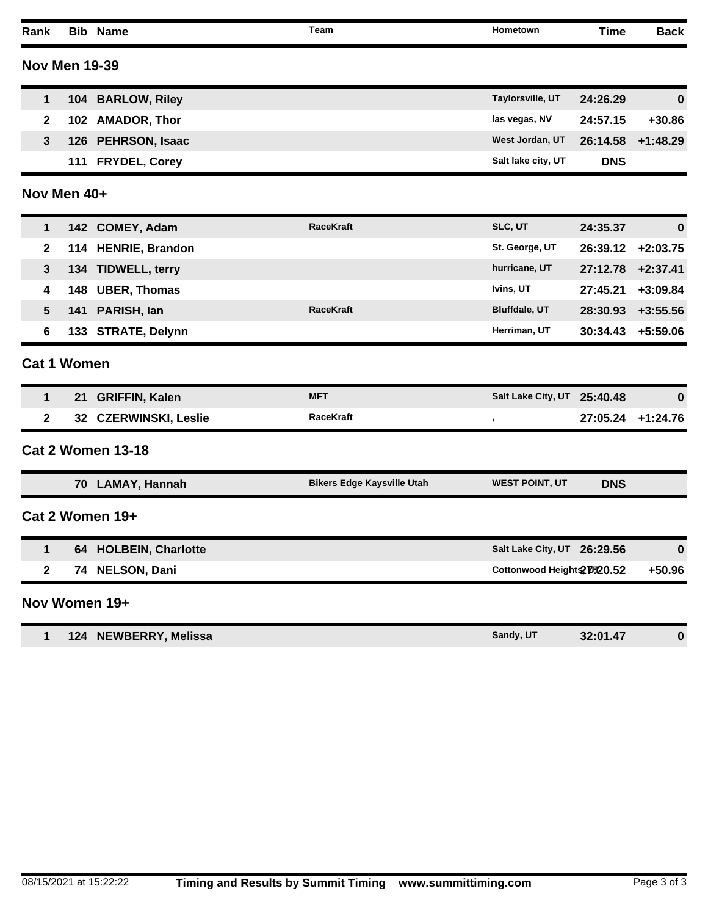| Rank | Bib | Name | Team | Hometown | Time | Back |
|---|---|---|---|---|---|---|

## Nov Men 19-39

| Rank | Bib | Name | Team | Hometown | Time | Back |
|---|---|---|---|---|---|---|
| 1 | 104 | BARLOW, Riley | | Taylorsville, UT | 24:26.29 | 0 |
| 2 | 102 | AMADOR, Thor | | las vegas, NV | 24:57.15 | +30.86 |
| 3 | 126 | PEHRSON, Isaac | | West Jordan, UT | 26:14.58 | +1:48.29 |
| | 111 | FRYDEL, Corey | | Salt lake city, UT | DNS | |

## Nov Men 40+

| Rank | Bib | Name | Team | Hometown | Time | Back |
|---|---|---|---|---|---|---|
| 1 | 142 | COMEY, Adam | RaceKraft | SLC, UT | 24:35.37 | 0 |
| 2 | 114 | HENRIE, Brandon | | St. George, UT | 26:39.12 | +2:03.75 |
| 3 | 134 | TIDWELL, terry | | hurricane, UT | 27:12.78 | +2:37.41 |
| 4 | 148 | UBER, Thomas | | Ivins, UT | 27:45.21 | +3:09.84 |
| 5 | 141 | PARISH, Ian | RaceKraft | Bluffdale, UT | 28:30.93 | +3:55.56 |
| 6 | 133 | STRATE, Delynn | | Herriman, UT | 30:34.43 | +5:59.06 |

## Cat 1 Women

| Rank | Bib | Name | Team | Hometown | Time | Back |
|---|---|---|---|---|---|---|
| 1 | 21 | GRIFFIN, Kalen | MFT | Salt Lake City, UT | 25:40.48 | 0 |
| 2 | 32 | CZERWINSKI, Leslie | RaceKraft | , | 27:05.24 | +1:24.76 |

## Cat 2 Women 13-18

| Rank | Bib | Name | Team | Hometown | Time | Back |
|---|---|---|---|---|---|---|
| | 70 | LAMAY, Hannah | Bikers Edge Kaysville Utah | WEST POINT, UT | DNS | |

## Cat 2 Women 19+

| Rank | Bib | Name | Team | Hometown | Time | Back |
|---|---|---|---|---|---|---|
| 1 | 64 | HOLBEIN, Charlotte | | Salt Lake City, UT | 26:29.56 | 0 |
| 2 | 74 | NELSON, Dani | | Cottonwood Heights, UT | 27:20.52 | +50.96 |

## Nov Women 19+

| Rank | Bib | Name | Team | Hometown | Time | Back |
|---|---|---|---|---|---|---|
| 1 | 124 | NEWBERRY, Melissa | | Sandy, UT | 32:01.47 | 0 |

08/15/2021 at 15:22:22 Timing and Results by Summit Timing www.summittiming.com